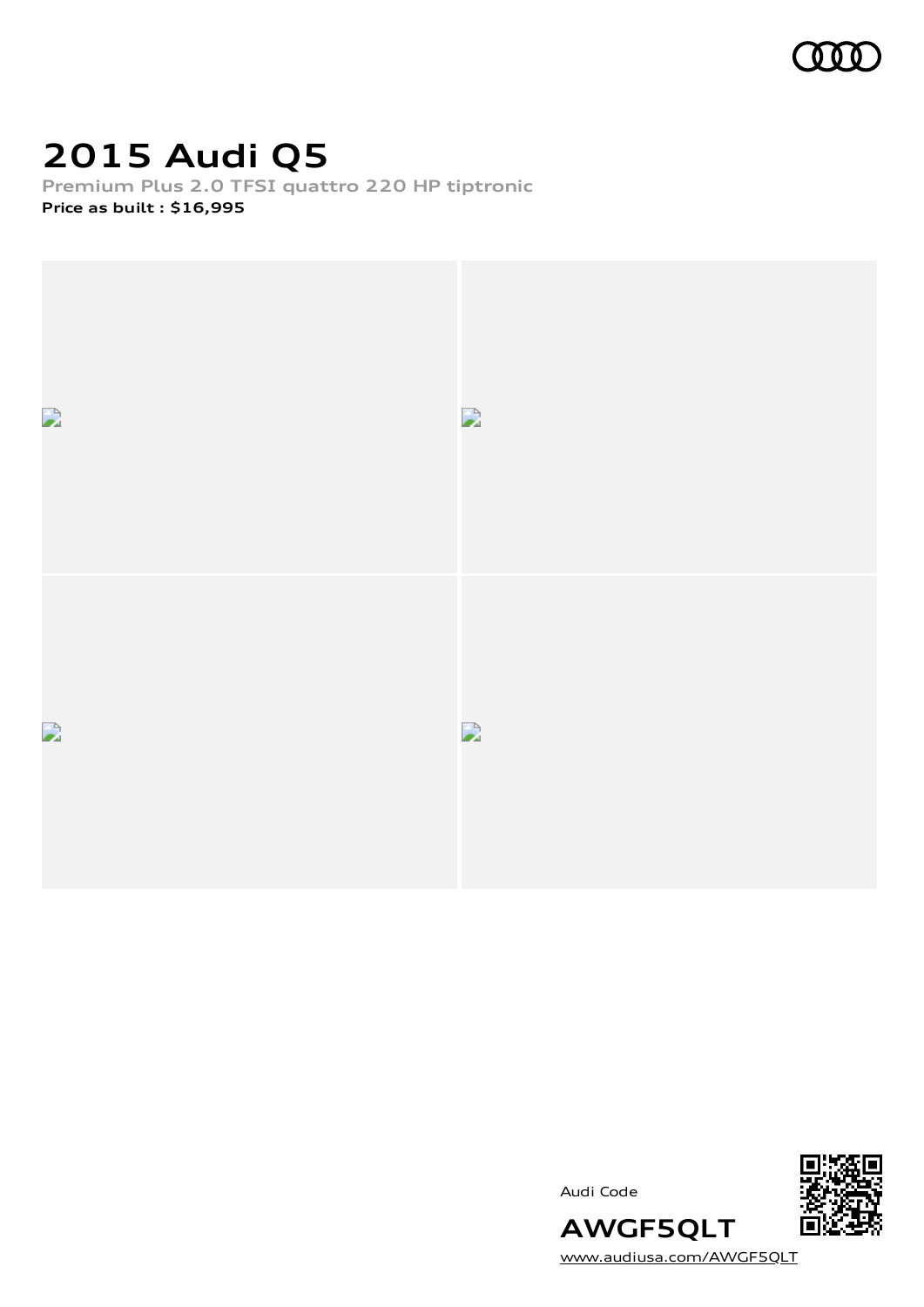# 2015 Audi Q5

**Premium Plus 2.0 TFSI quattro 220 HP tiptronic**

**Price as built : $16,995**

Audi Code

**AWGF5QLT**

www.audiusa.com/AWGF5QLT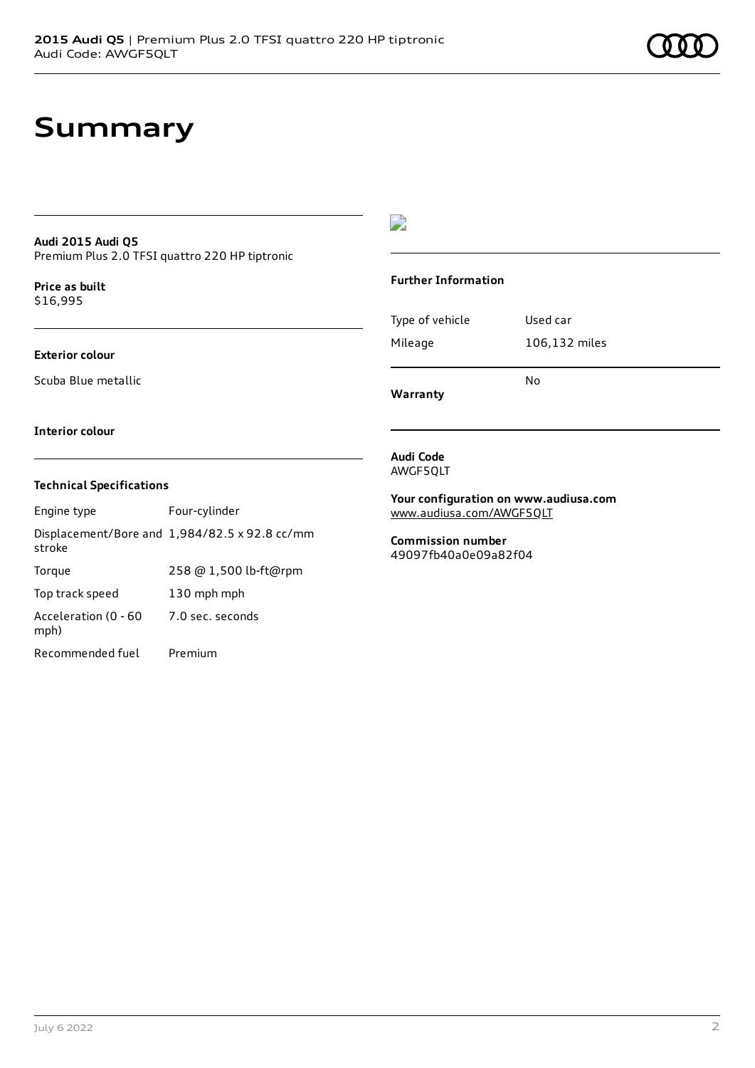# Summary

**Audi 2015 Audi Q5**
Premium Plus 2.0 TFSI quattro 220 HP tiptronic

**Price as built**
$16,995

**Exterior colour**

Scuba Blue metallic

**Interior colour**

**Technical Specifications**

| | |
|---|---|
| Engine type | Four-cylinder |
| Displacement/Bore and stroke | 1,984/82.5 x 92.8 cc/mm |
| Torque | 258 @ 1,500 lb-ft@rpm |
| Top track speed | 130 mph mph |
| Acceleration (0 - 60 mph) | 7.0 sec. seconds |
| Recommended fuel | Premium |

**Further Information**

| | |
|---|---|
| Type of vehicle | Used car |
| Mileage | 106,132 miles |
| **Warranty** | No |

**Audi Code**
AWGF5QLT

**Your configuration on www.audiusa.com**
www.audiusa.com/AWGF5QLT

**Commission number**
49097fb40a0e09a82f04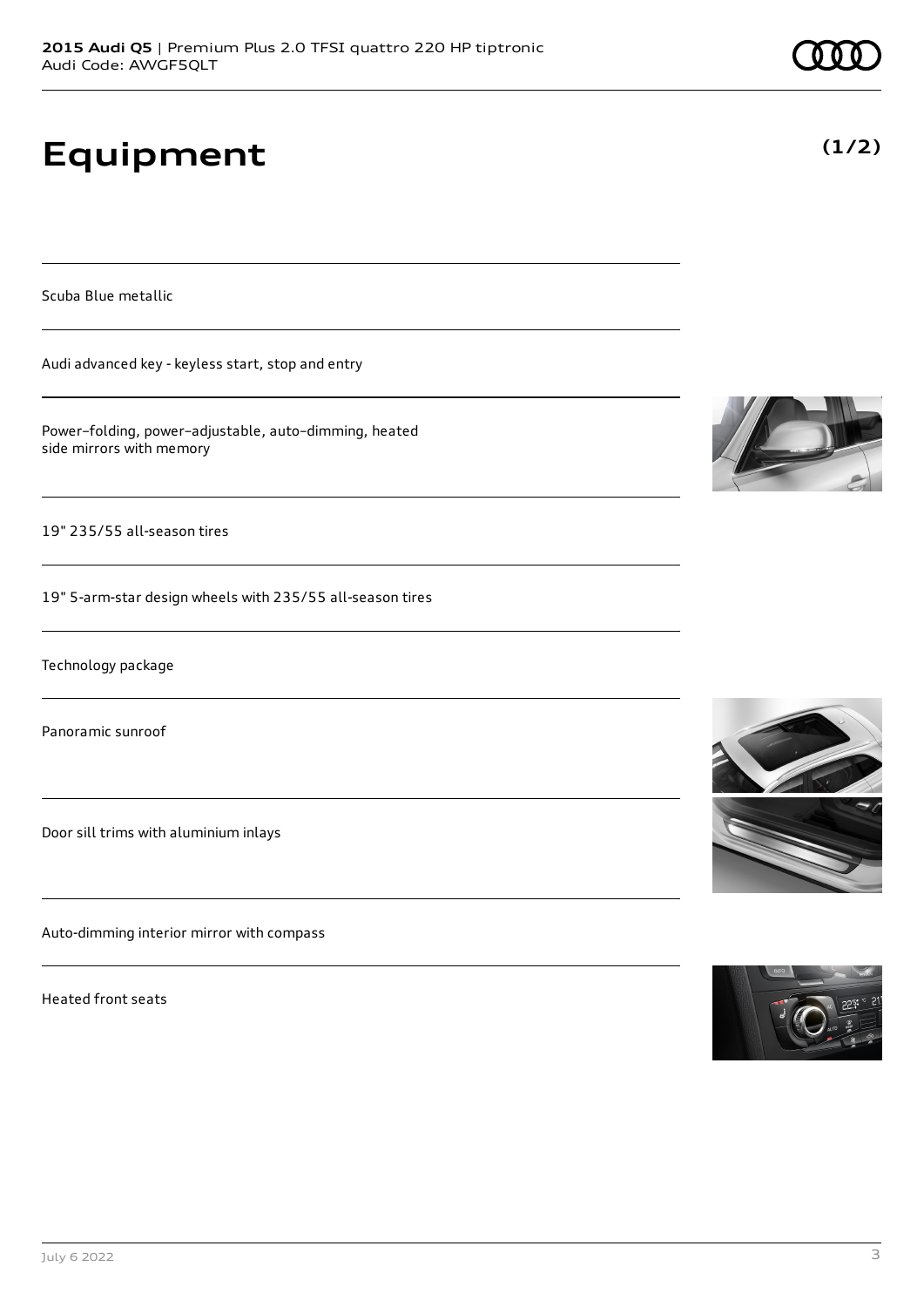# Equipment

**(1/2)**

Scuba Blue metallic

Audi advanced key - keyless start, stop and entry

Power–folding, power–adjustable, auto–dimming, heated side mirrors with memory

19" 235/55 all-season tires

19" 5-arm-star design wheels with 235/55 all-season tires

Technology package

Panoramic sunroof

Door sill trims with aluminium inlays

Auto-dimming interior mirror with compass

Heated front seats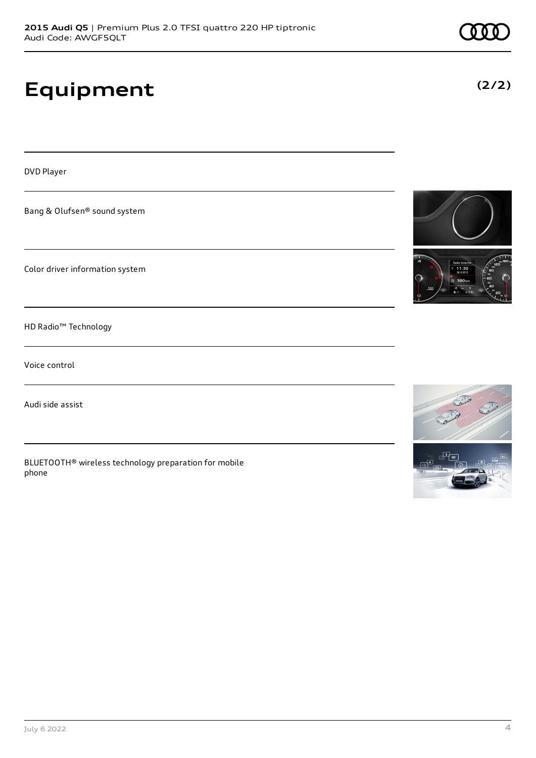# Equipment

**(2/2)**

DVD Player

Bang & Olufsen® sound system

Color driver information system

HD Radio™ Technology

Voice control

Audi side assist

BLUETOOTH® wireless technology preparation for mobile phone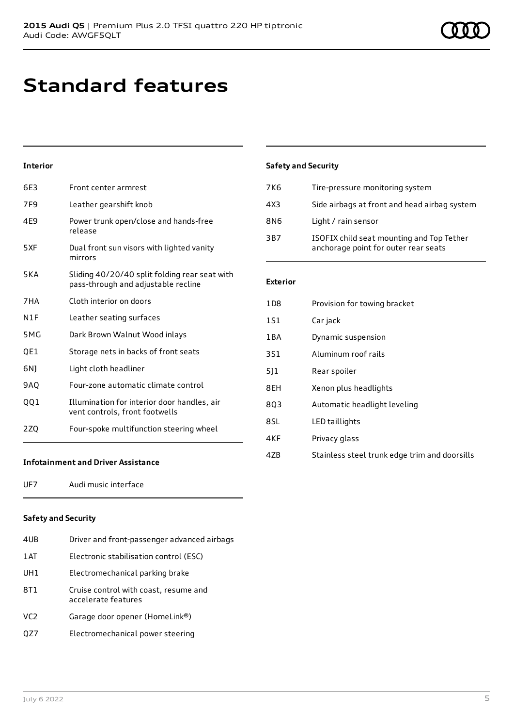# Standard features

### Interior

| | |
|---|---|
| 6E3 | Front center armrest |
| 7F9 | Leather gearshift knob |
| 4E9 | Power trunk open/close and hands-free release |
| 5XF | Dual front sun visors with lighted vanity mirrors |
| 5KA | Sliding 40/20/40 split folding rear seat with pass-through and adjustable recline |
| 7HA | Cloth interior on doors |
| N1F | Leather seating surfaces |
| 5MG | Dark Brown Walnut Wood inlays |
| QE1 | Storage nets in backs of front seats |
| 6NJ | Light cloth headliner |
| 9AQ | Four-zone automatic climate control |
| QQ1 | Illumination for interior door handles, air vent controls, front footwells |
| 2ZQ | Four-spoke multifunction steering wheel |

### Infotainment and Driver Assistance

| | |
|---|---|
| UF7 | Audi music interface |

### Safety and Security

| | |
|---|---|
| 4UB | Driver and front-passenger advanced airbags |
| 1AT | Electronic stabilisation control (ESC) |
| UH1 | Electromechanical parking brake |
| 8T1 | Cruise control with coast, resume and accelerate features |
| VC2 | Garage door opener (HomeLink®) |
| QZ7 | Electromechanical power steering |
| 7K6 | Tire-pressure monitoring system |
| 4X3 | Side airbags at front and head airbag system |
| 8N6 | Light / rain sensor |
| 3B7 | ISOFIX child seat mounting and Top Tether anchorage point for outer rear seats |

### Exterior

| | |
|---|---|
| 1D8 | Provision for towing bracket |
| 1S1 | Car jack |
| 1BA | Dynamic suspension |
| 3S1 | Aluminum roof rails |
| 5J1 | Rear spoiler |
| 8EH | Xenon plus headlights |
| 8Q3 | Automatic headlight leveling |
| 8SL | LED taillights |
| 4KF | Privacy glass |
| 4ZB | Stainless steel trunk edge trim and doorsills |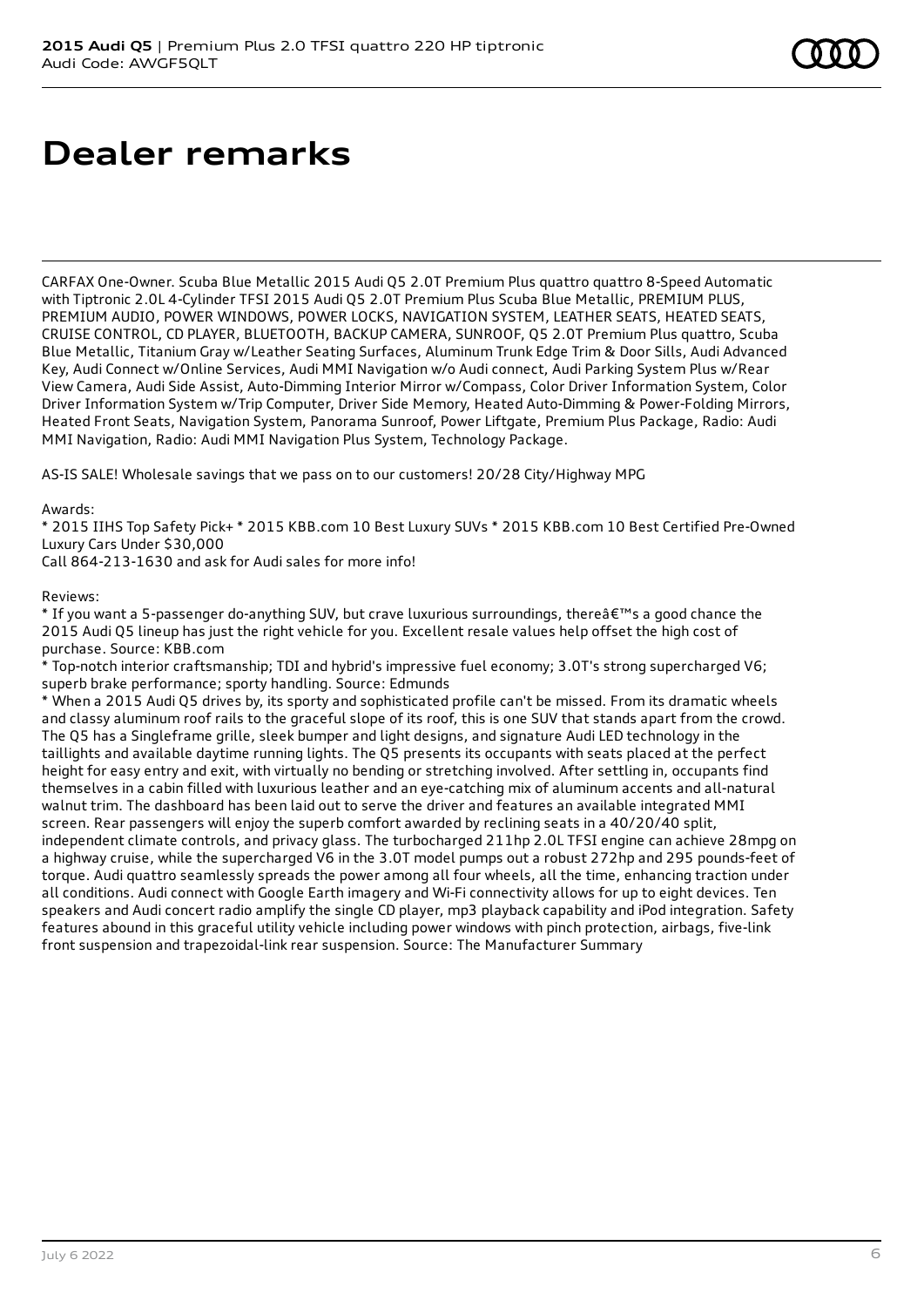# Dealer remarks

CARFAX One-Owner. Scuba Blue Metallic 2015 Audi Q5 2.0T Premium Plus quattro quattro 8-Speed Automatic with Tiptronic 2.0L 4-Cylinder TFSI 2015 Audi Q5 2.0T Premium Plus Scuba Blue Metallic, PREMIUM PLUS, PREMIUM AUDIO, POWER WINDOWS, POWER LOCKS, NAVIGATION SYSTEM, LEATHER SEATS, HEATED SEATS, CRUISE CONTROL, CD PLAYER, BLUETOOTH, BACKUP CAMERA, SUNROOF, Q5 2.0T Premium Plus quattro, Scuba Blue Metallic, Titanium Gray w/Leather Seating Surfaces, Aluminum Trunk Edge Trim & Door Sills, Audi Advanced Key, Audi Connect w/Online Services, Audi MMI Navigation w/o Audi connect, Audi Parking System Plus w/Rear View Camera, Audi Side Assist, Auto-Dimming Interior Mirror w/Compass, Color Driver Information System, Color Driver Information System w/Trip Computer, Driver Side Memory, Heated Auto-Dimming & Power-Folding Mirrors, Heated Front Seats, Navigation System, Panorama Sunroof, Power Liftgate, Premium Plus Package, Radio: Audi MMI Navigation, Radio: Audi MMI Navigation Plus System, Technology Package.

AS-IS SALE! Wholesale savings that we pass on to our customers! 20/28 City/Highway MPG

Awards:
* 2015 IIHS Top Safety Pick+ * 2015 KBB.com 10 Best Luxury SUVs * 2015 KBB.com 10 Best Certified Pre-Owned Luxury Cars Under $30,000
Call 864-213-1630 and ask for Audi sales for more info!

Reviews:
* If you want a 5-passenger do-anything SUV, but crave luxurious surroundings, thereâ€™s a good chance the 2015 Audi Q5 lineup has just the right vehicle for you. Excellent resale values help offset the high cost of purchase. Source: KBB.com
* Top-notch interior craftsmanship; TDI and hybrid's impressive fuel economy; 3.0T's strong supercharged V6; superb brake performance; sporty handling. Source: Edmunds
* When a 2015 Audi Q5 drives by, its sporty and sophisticated profile can't be missed. From its dramatic wheels and classy aluminum roof rails to the graceful slope of its roof, this is one SUV that stands apart from the crowd. The Q5 has a Singleframe grille, sleek bumper and light designs, and signature Audi LED technology in the taillights and available daytime running lights. The Q5 presents its occupants with seats placed at the perfect height for easy entry and exit, with virtually no bending or stretching involved. After settling in, occupants find themselves in a cabin filled with luxurious leather and an eye-catching mix of aluminum accents and all-natural walnut trim. The dashboard has been laid out to serve the driver and features an available integrated MMI screen. Rear passengers will enjoy the superb comfort awarded by reclining seats in a 40/20/40 split, independent climate controls, and privacy glass. The turbocharged 211hp 2.0L TFSI engine can achieve 28mpg on a highway cruise, while the supercharged V6 in the 3.0T model pumps out a robust 272hp and 295 pounds-feet of torque. Audi quattro seamlessly spreads the power among all four wheels, all the time, enhancing traction under all conditions. Audi connect with Google Earth imagery and Wi-Fi connectivity allows for up to eight devices. Ten speakers and Audi concert radio amplify the single CD player, mp3 playback capability and iPod integration. Safety features abound in this graceful utility vehicle including power windows with pinch protection, airbags, five-link front suspension and trapezoidal-link rear suspension. Source: The Manufacturer Summary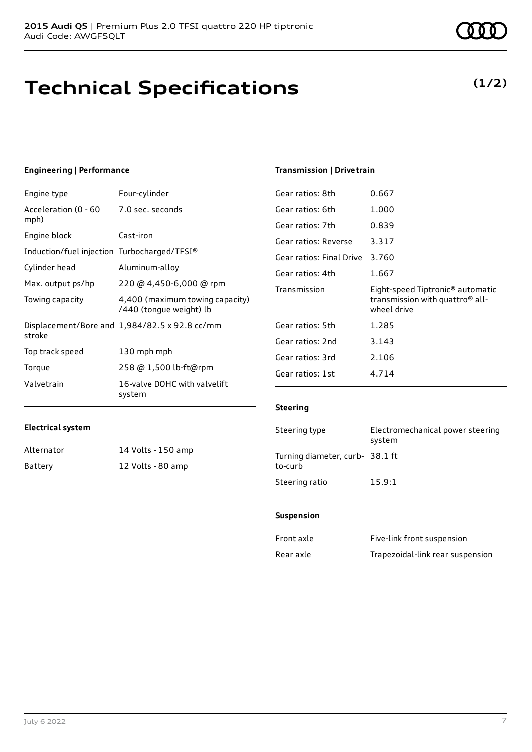# Technical Specifications

**(1/2)**

## Engineering | Performance

| | |
|---|---|
| Engine type | Four-cylinder |
| Acceleration (0 - 60 mph) | 7.0 sec. seconds |
| Engine block | Cast-iron |
| Induction/fuel injection | Turbocharged/TFSI® |
| Cylinder head | Aluminum-alloy |
| Max. output ps/hp | 220 @ 4,450-6,000 @ rpm |
| Towing capacity | 4,400 (maximum towing capacity) /440 (tongue weight) lb |
| Displacement/Bore and stroke | 1,984/82.5 x 92.8 cc/mm |
| Top track speed | 130 mph mph |
| Torque | 258 @ 1,500 lb-ft@rpm |
| Valvetrain | 16-valve DOHC with valvelift system |

## Electrical system

| | |
|---|---|
| Alternator | 14 Volts - 150 amp |
| Battery | 12 Volts - 80 amp |

## Transmission | Drivetrain

| | |
|---|---|
| Gear ratios: 8th | 0.667 |
| Gear ratios: 6th | 1.000 |
| Gear ratios: 7th | 0.839 |
| Gear ratios: Reverse | 3.317 |
| Gear ratios: Final Drive | 3.760 |
| Gear ratios: 4th | 1.667 |
| Transmission | Eight-speed Tiptronic® automatic transmission with quattro® all-wheel drive |
| Gear ratios: 5th | 1.285 |
| Gear ratios: 2nd | 3.143 |
| Gear ratios: 3rd | 2.106 |
| Gear ratios: 1st | 4.714 |

## Steering

| | |
|---|---|
| Steering type | Electromechanical power steering system |
| Turning diameter, curb-to-curb | 38.1 ft |
| Steering ratio | 15.9:1 |

## Suspension

| | |
|---|---|
| Front axle | Five-link front suspension |
| Rear axle | Trapezoidal-link rear suspension |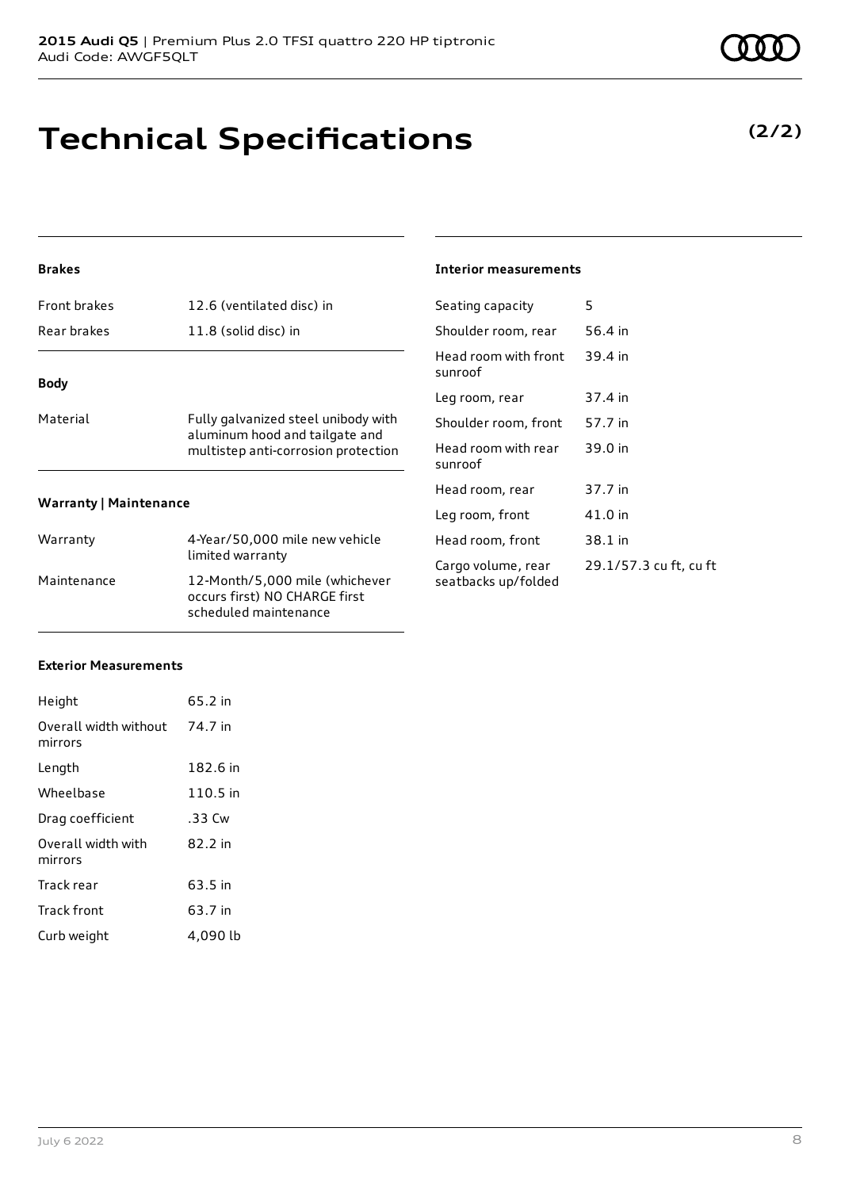# Technical Specifications

**(2/2)**

### Brakes

| | |
|---|---|
| Front brakes | 12.6 (ventilated disc) in |
| Rear brakes | 11.8 (solid disc) in |

### Body

| | |
|---|---|
| Material | Fully galvanized steel unibody with aluminum hood and tailgate and multistep anti-corrosion protection |

### Warranty | Maintenance

| | |
|---|---|
| Warranty | 4-Year/50,000 mile new vehicle limited warranty |
| Maintenance | 12-Month/5,000 mile (whichever occurs first) NO CHARGE first scheduled maintenance |

### Exterior Measurements

| | |
|---|---|
| Height | 65.2 in |
| Overall width without mirrors | 74.7 in |
| Length | 182.6 in |
| Wheelbase | 110.5 in |
| Drag coefficient | .33 Cw |
| Overall width with mirrors | 82.2 in |
| Track rear | 63.5 in |
| Track front | 63.7 in |
| Curb weight | 4,090 lb |

### Interior measurements

| | |
|---|---|
| Seating capacity | 5 |
| Shoulder room, rear | 56.4 in |
| Head room with front sunroof | 39.4 in |
| Leg room, rear | 37.4 in |
| Shoulder room, front | 57.7 in |
| Head room with rear sunroof | 39.0 in |
| Head room, rear | 37.7 in |
| Leg room, front | 41.0 in |
| Head room, front | 38.1 in |
| Cargo volume, rear seatbacks up/folded | 29.1/57.3 cu ft, cu ft |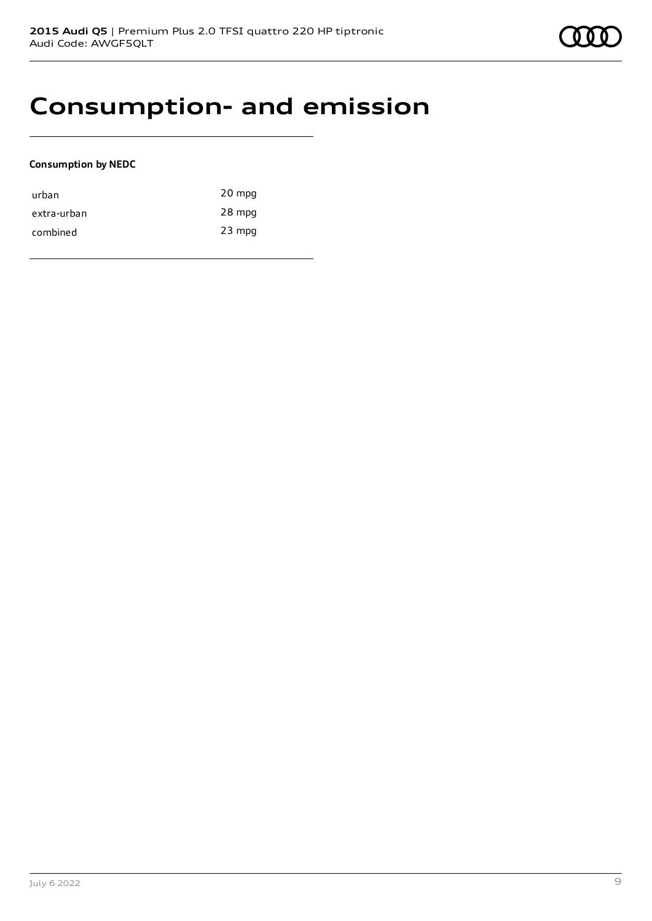# Consumption- and emission

**Consumption by NEDC**

| | |
|---|---|
| urban | 20 mpg |
| extra-urban | 28 mpg |
| combined | 23 mpg |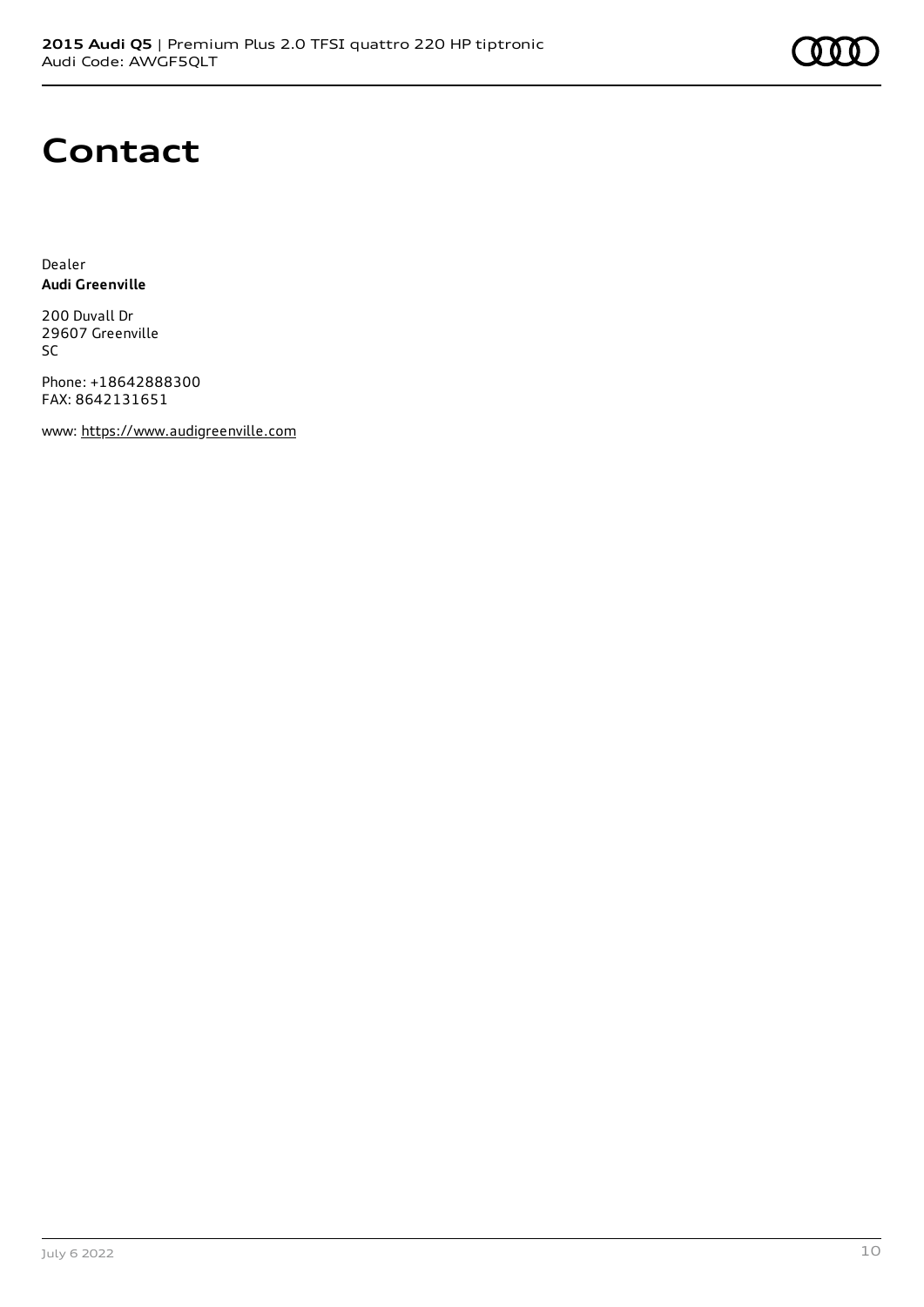# Contact

Dealer
**Audi Greenville**

200 Duvall Dr
29607 Greenville
SC

Phone: +18642888300
FAX: 8642131651

www: https://www.audigreenville.com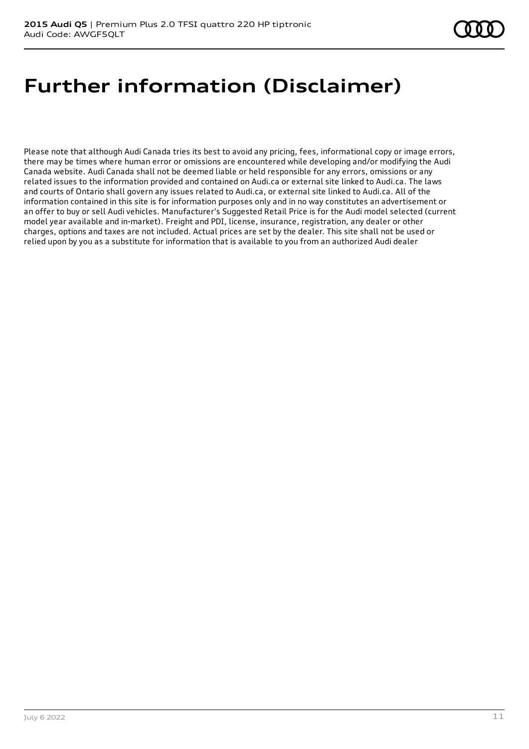# Further information (Disclaimer)

Please note that although Audi Canada tries its best to avoid any pricing, fees, informational copy or image errors, there may be times where human error or omissions are encountered while developing and/or modifying the Audi Canada website. Audi Canada shall not be deemed liable or held responsible for any errors, omissions or any related issues to the information provided and contained on Audi.ca or external site linked to Audi.ca. The laws and courts of Ontario shall govern any issues related to Audi.ca, or external site linked to Audi.ca. All of the information contained in this site is for information purposes only and in no way constitutes an advertisement or an offer to buy or sell Audi vehicles. Manufacturer's Suggested Retail Price is for the Audi model selected (current model year available and in-market). Freight and PDI, license, insurance, registration, any dealer or other charges, options and taxes are not included. Actual prices are set by the dealer. This site shall not be used or relied upon by you as a substitute for information that is available to you from an authorized Audi dealer